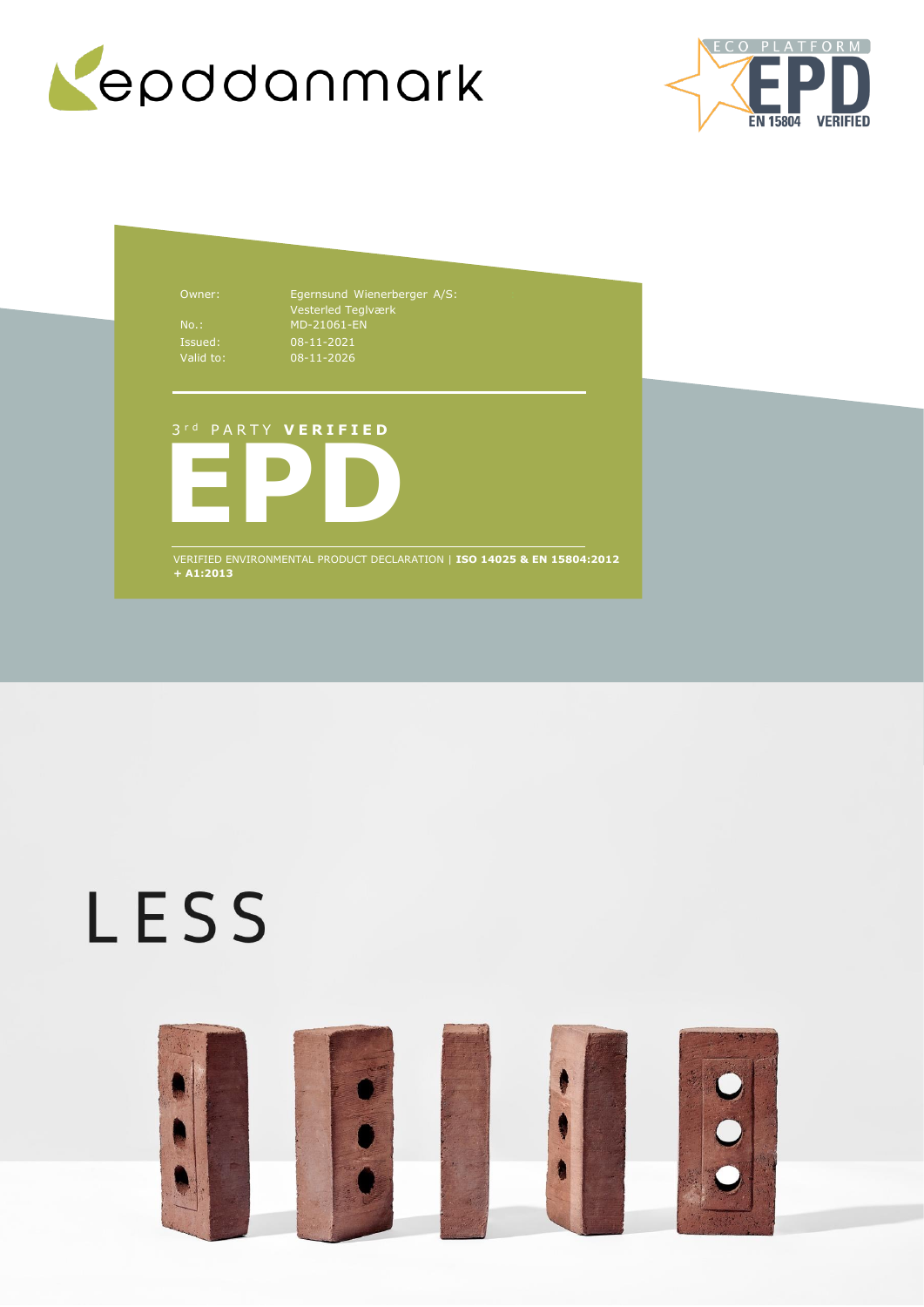epddanmark

ECO PLATFORM EPD EN 15804 VERIFIED

| | |
|---|---|
| Owner: | Egernsund Wienerberger A/S: Vesterled Teglværk |
| No.: | MD-21061-EN |
| Issued: | 08-11-2021 |
| Valid to: | 08-11-2026 |

3rd PARTY **VERIFIED**

# EPD

VERIFIED ENVIRONMENTAL PRODUCT DECLARATION | **ISO 14025 & EN 15804:2012 + A1:2013**

# LESS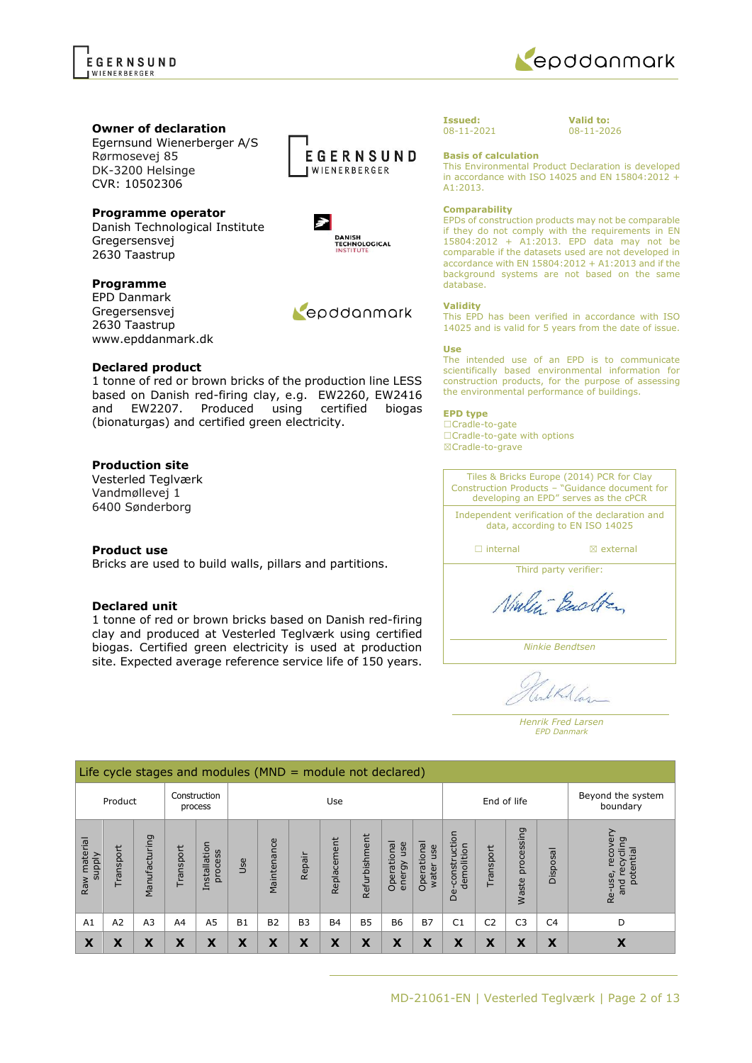**Owner of declaration**
Egernsund Wienerberger A/S
Rørmosevej 85
DK-3200 Helsinge
CVR: 10502306

**Programme operator**
Danish Technological Institute
Gregersensvej
2630 Taastrup

**Programme**
EPD Danmark
Gregersensvej
2630 Taastrup
www.epddanmark.dk

**Declared product**
1 tonne of red or brown bricks of the production line LESS based on Danish red-firing clay, e.g. EW2260, EW2416 and EW2207. Produced using certified biogas (bionaturgas) and certified green electricity.

**Production site**
Vesterled Teglværk
Vandmøllevej 1
6400 Sønderborg

**Product use**
Bricks are used to build walls, pillars and partitions.

**Declared unit**
1 tonne of red or brown bricks based on Danish red-firing clay and produced at Vesterled Teglværk using certified biogas. Certified green electricity is used at production site. Expected average reference service life of 150 years.

**Issued:** 08-11-2021

**Valid to:** 08-11-2026

**Basis of calculation**
This Environmental Product Declaration is developed in accordance with ISO 14025 and EN 15804:2012 + A1:2013.

**Comparability**
EPDs of construction products may not be comparable if they do not comply with the requirements in EN 15804:2012 + A1:2013. EPD data may not be comparable if the datasets used are not developed in accordance with EN 15804:2012 + A1:2013 and if the background systems are not based on the same database.

**Validity**
This EPD has been verified in accordance with ISO 14025 and is valid for 5 years from the date of issue.

**Use**
The intended use of an EPD is to communicate scientifically based environmental information for construction products, for the purpose of assessing the environmental performance of buildings.

**EPD type**
☐Cradle-to-gate
☐Cradle-to-gate with options
☒Cradle-to-grave

Tiles & Bricks Europe (2014) PCR for Clay Construction Products – "Guidance document for developing an EPD" serves as the cPCR

Independent verification of the declaration and data, according to EN ISO 14025

☐ internal ☒ external

Third party verifier:

*Ninkie Bendtsen*

*Henrik Fred Larsen*
*EPD Danmark*

| Life cycle stages and modules (MND = module not declared) | | | | | | | | | | | | | | | | |
|---|---|---|---|---|---|---|---|---|---|---|---|---|---|---|---|---|
| Product | | | Construction process | | Use | | | | | | | End of life | | | | Beyond the system boundary |
| Raw material supply | Transport | Manufacturing | Transport | Installation process | Use | Maintenance | Repair | Replacement | Refurbishment | Operational energy use | Operational water use | De-construction demolition | Transport | Waste processing | Disposal | Re-use, recovery and recycling potential |
| A1 | A2 | A3 | A4 | A5 | B1 | B2 | B3 | B4 | B5 | B6 | B7 | C1 | C2 | C3 | C4 | D |
| X | X | X | X | X | X | X | X | X | X | X | X | X | X | X | X | X |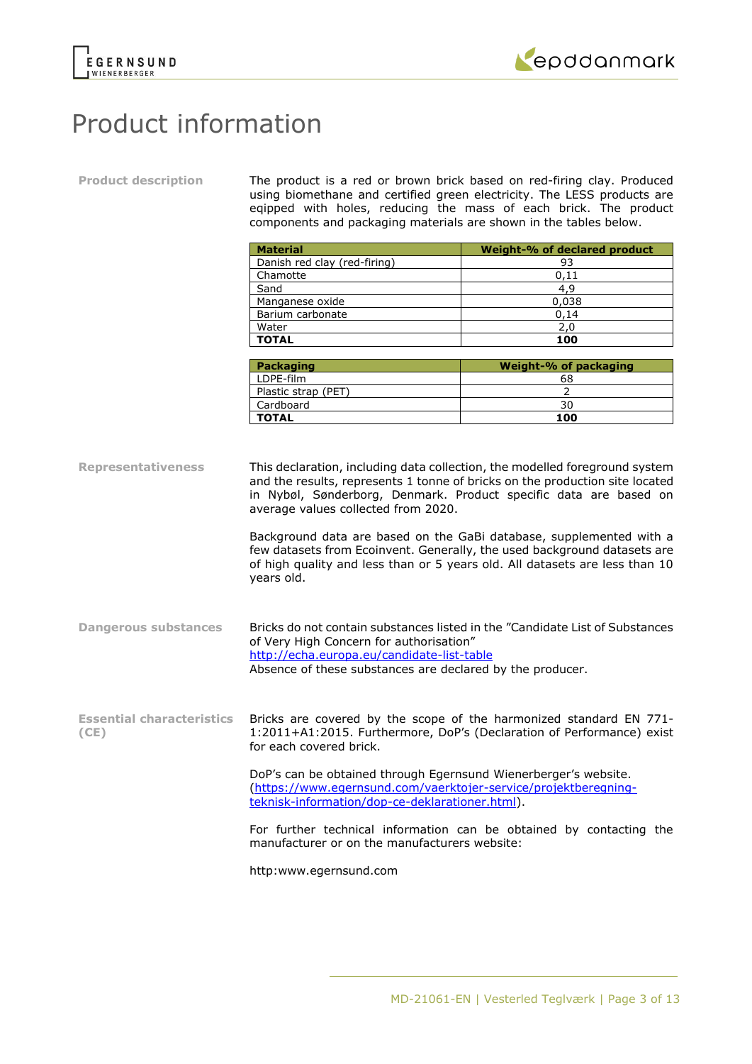# Product information

**Product description**

The product is a red or brown brick based on red-firing clay. Produced using biomethane and certified green electricity. The LESS products are eqipped with holes, reducing the mass of each brick. The product components and packaging materials are shown in the tables below.

| Material | Weight-% of declared product |
|---|---|
| Danish red clay (red-firing) | 93 |
| Chamotte | 0,11 |
| Sand | 4,9 |
| Manganese oxide | 0,038 |
| Barium carbonate | 0,14 |
| Water | 2,0 |
| **TOTAL** | **100** |

| Packaging | Weight-% of packaging |
|---|---|
| LDPE-film | 68 |
| Plastic strap (PET) | 2 |
| Cardboard | 30 |
| **TOTAL** | **100** |

**Representativeness**

This declaration, including data collection, the modelled foreground system and the results, represents 1 tonne of bricks on the production site located in Nybøl, Sønderborg, Denmark. Product specific data are based on average values collected from 2020.

Background data are based on the GaBi database, supplemented with a few datasets from Ecoinvent. Generally, the used background datasets are of high quality and less than or 5 years old. All datasets are less than 10 years old.

**Dangerous substances**

Bricks do not contain substances listed in the "Candidate List of Substances of Very High Concern for authorisation"
http://echa.europa.eu/candidate-list-table
Absence of these substances are declared by the producer.

**Essential characteristics (CE)**

Bricks are covered by the scope of the harmonized standard EN 771-1:2011+A1:2015. Furthermore, DoP's (Declaration of Performance) exist for each covered brick.

DoP's can be obtained through Egernsund Wienerberger's website. (https://www.egernsund.com/vaerktojer-service/projektberegning-teknisk-information/dop-ce-deklarationer.html).

For further technical information can be obtained by contacting the manufacturer or on the manufacturers website:

http:www.egernsund.com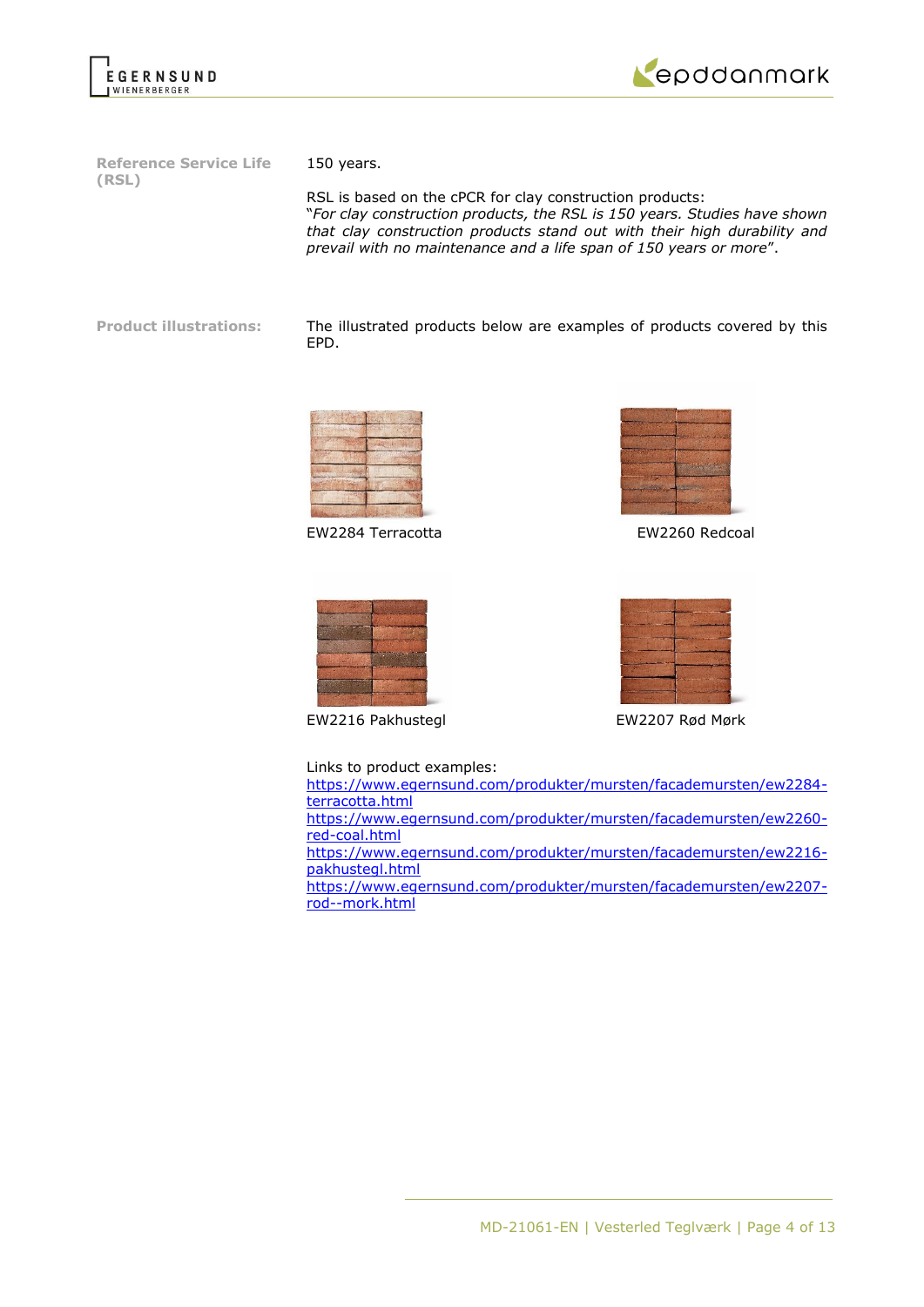**Reference Service Life (RSL)**

150 years.

RSL is based on the cPCR for clay construction products:
"*For clay construction products, the RSL is 150 years. Studies have shown that clay construction products stand out with their high durability and prevail with no maintenance and a life span of 150 years or more*".

**Product illustrations:**

The illustrated products below are examples of products covered by this EPD.

EW2284 Terracotta

EW2260 Redcoal

EW2216 Pakhustegl

EW2207 Rød Mørk

Links to product examples:
https://www.egernsund.com/produkter/mursten/facademursten/ew2284-terracotta.html
https://www.egernsund.com/produkter/mursten/facademursten/ew2260-red-coal.html
https://www.egernsund.com/produkter/mursten/facademursten/ew2216-pakhustegl.html
https://www.egernsund.com/produkter/mursten/facademursten/ew2207-rod--mork.html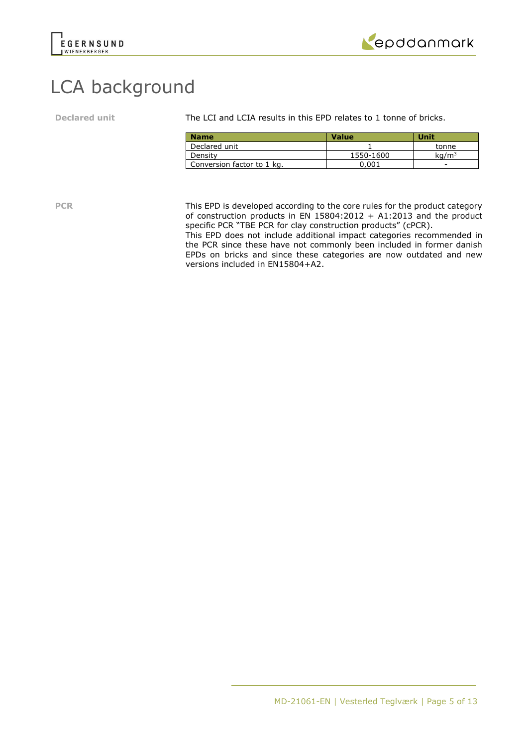# LCA background

**Declared unit**

The LCI and LCIA results in this EPD relates to 1 tonne of bricks.

| Name | Value | Unit |
| --- | --- | --- |
| Declared unit | 1 | tonne |
| Density | 1550-1600 | $kg/m^3$ |
| Conversion factor to 1 kg. | 0,001 | - |

**PCR**

This EPD is developed according to the core rules for the product category of construction products in EN 15804:2012 + A1:2013 and the product specific PCR "TBE PCR for clay construction products" (cPCR).
This EPD does not include additional impact categories recommended in the PCR since these have not commonly been included in former danish EPDs on bricks and since these categories are now outdated and new versions included in EN15804+A2.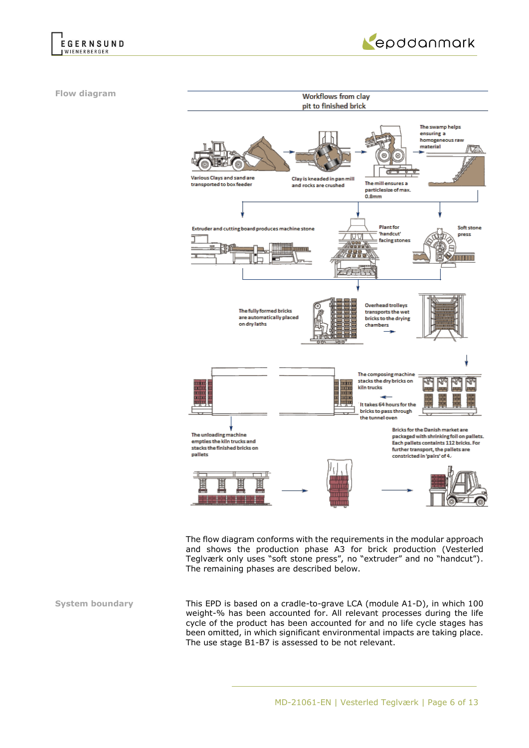**Flow diagram**

Workflows from clay pit to finished brick

Various Clays and sand are transported to box feeder

Clay is kneaded in pan mill and rocks are crushed

The mill ensures a particlesize of max. 0.8mm

The swamp helps ensuring a homogeneous raw material

Extruder and cutting board produces machine stone

Plant for 'handcut' facing stones

Soft stone press

The fully formed bricks are automatically placed on dry laths

Overhead trolleys transports the wet bricks to the drying chambers

The composing machine stacks the dry bricks on kiln trucks

It takes 64 hours for the bricks to pass through the tunnel oven

The unloading machine empties the kiln trucks and stacks the finished bricks on pallets

Bricks for the Danish market are packaged with shrinking foil on pallets. Each pallets containts 112 bricks. For further transport, the pallets are constricted in 'pairs' of 4.

The flow diagram conforms with the requirements in the modular approach and shows the production phase A3 for brick production (Vesterled Teglværk only uses "soft stone press", no "extruder" and no "handcut"). The remaining phases are described below.

**System boundary**

This EPD is based on a cradle-to-grave LCA (module A1-D), in which 100 weight-% has been accounted for. All relevant processes during the life cycle of the product has been accounted for and no life cycle stages has been omitted, in which significant environmental impacts are taking place. The use stage B1-B7 is assessed to be not relevant.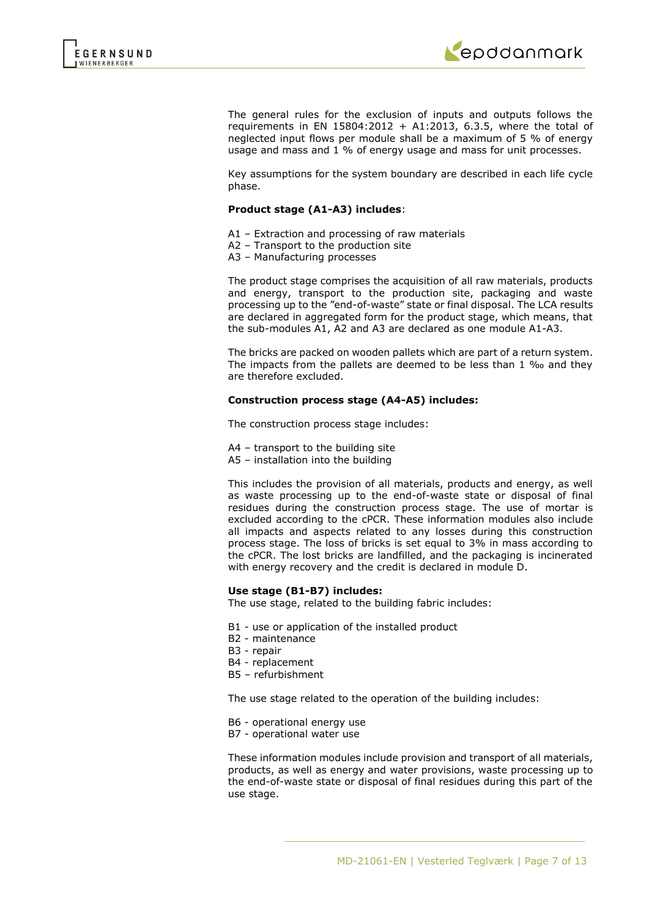The general rules for the exclusion of inputs and outputs follows the requirements in EN 15804:2012 + A1:2013, 6.3.5, where the total of neglected input flows per module shall be a maximum of 5 % of energy usage and mass and 1 % of energy usage and mass for unit processes.

Key assumptions for the system boundary are described in each life cycle phase.

**Product stage (A1-A3) includes**:

A1 – Extraction and processing of raw materials
A2 – Transport to the production site
A3 – Manufacturing processes

The product stage comprises the acquisition of all raw materials, products and energy, transport to the production site, packaging and waste processing up to the "end-of-waste" state or final disposal. The LCA results are declared in aggregated form for the product stage, which means, that the sub-modules A1, A2 and A3 are declared as one module A1-A3.

The bricks are packed on wooden pallets which are part of a return system. The impacts from the pallets are deemed to be less than 1 ‰ and they are therefore excluded.

**Construction process stage (A4-A5) includes:**

The construction process stage includes:

A4 – transport to the building site
A5 – installation into the building

This includes the provision of all materials, products and energy, as well as waste processing up to the end-of-waste state or disposal of final residues during the construction process stage. The use of mortar is excluded according to the cPCR. These information modules also include all impacts and aspects related to any losses during this construction process stage. The loss of bricks is set equal to 3% in mass according to the cPCR. The lost bricks are landfilled, and the packaging is incinerated with energy recovery and the credit is declared in module D.

**Use stage (B1-B7) includes:**
The use stage, related to the building fabric includes:

B1 - use or application of the installed product
B2 - maintenance
B3 - repair
B4 - replacement
B5 – refurbishment

The use stage related to the operation of the building includes:

B6 - operational energy use
B7 - operational water use

These information modules include provision and transport of all materials, products, as well as energy and water provisions, waste processing up to the end-of-waste state or disposal of final residues during this part of the use stage.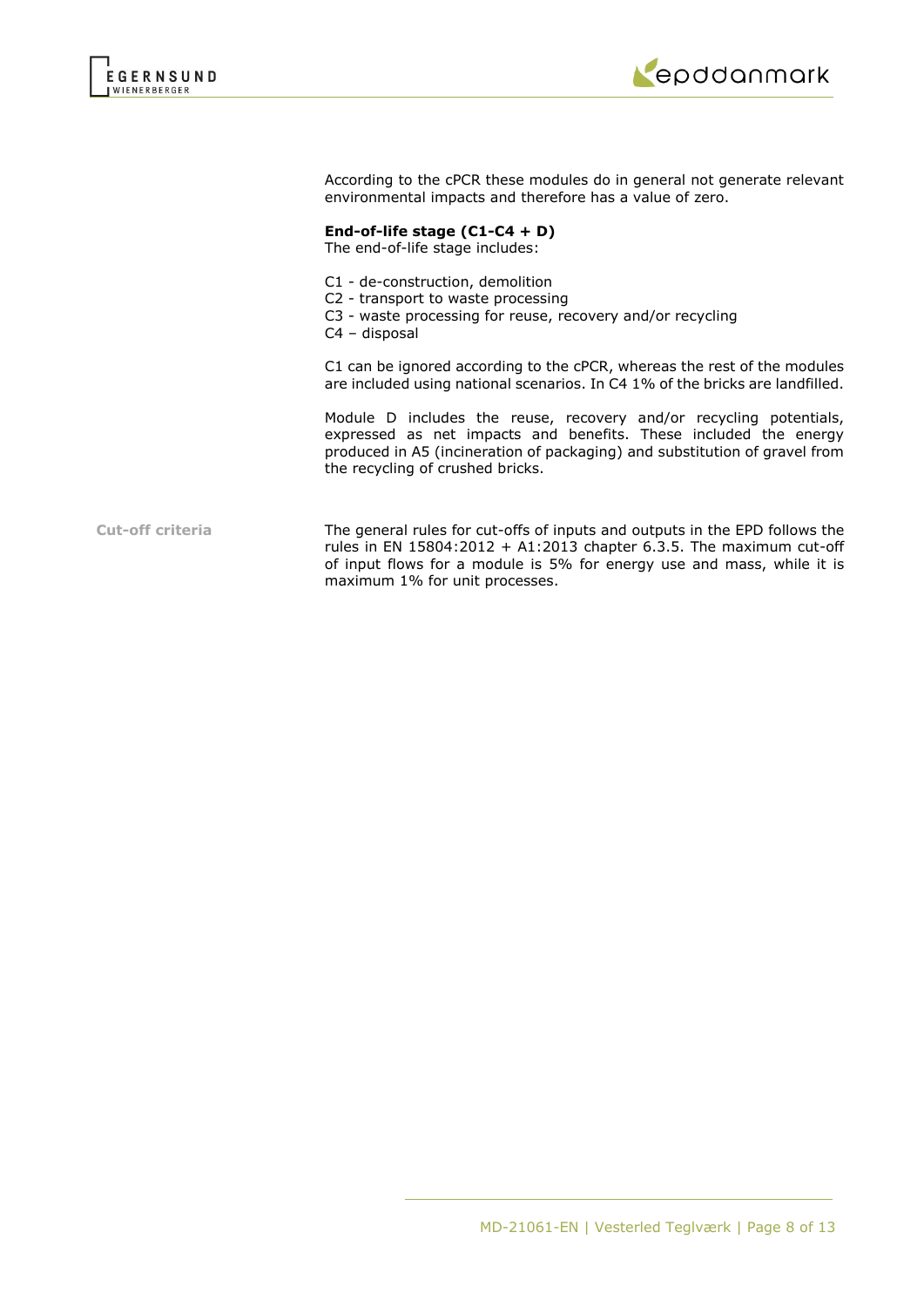According to the cPCR these modules do in general not generate relevant environmental impacts and therefore has a value of zero.

**End-of-life stage (C1-C4 + D)**
The end-of-life stage includes:

C1 - de-construction, demolition
C2 - transport to waste processing
C3 - waste processing for reuse, recovery and/or recycling
C4 – disposal

C1 can be ignored according to the cPCR, whereas the rest of the modules are included using national scenarios. In C4 1% of the bricks are landfilled.

Module D includes the reuse, recovery and/or recycling potentials, expressed as net impacts and benefits. These included the energy produced in A5 (incineration of packaging) and substitution of gravel from the recycling of crushed bricks.

**Cut-off criteria**

The general rules for cut-offs of inputs and outputs in the EPD follows the rules in EN 15804:2012 + A1:2013 chapter 6.3.5. The maximum cut-off of input flows for a module is 5% for energy use and mass, while it is maximum 1% for unit processes.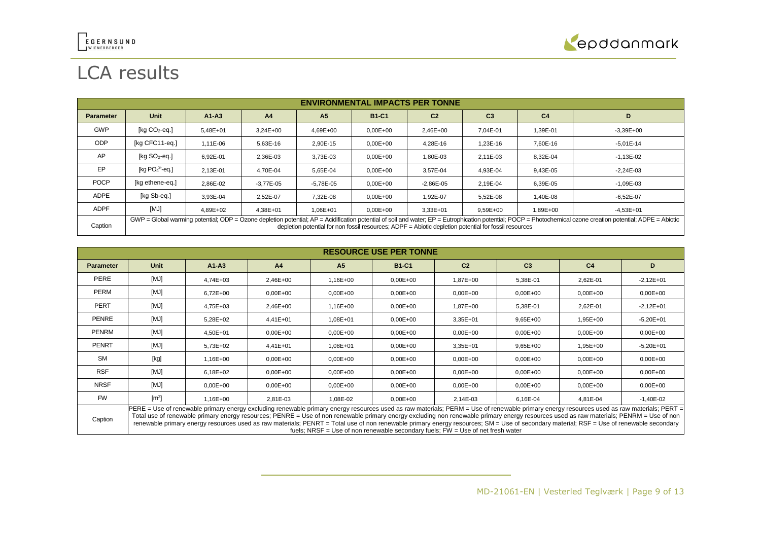# LCA results

| ENVIRONMENTAL IMPACTS PER TONNE | | | | | | | | | |
|---|---|---|---|---|---|---|---|---|---|
| **Parameter** | **Unit** | **A1-A3** | **A4** | **A5** | **B1-C1** | **C2** | **C3** | **C4** | **D** |
| GWP | [kg $CO_2$-eq.] | 5,48E+01 | 3,24E+00 | 4,69E+00 | 0,00E+00 | 2,46E+00 | 7,04E-01 | 1,39E-01 | -3,39E+00 |
| ODP | [kg CFC11-eq.] | 1,11E-06 | 5,63E-16 | 2,90E-15 | 0,00E+00 | 4,28E-16 | 1,23E-16 | 7,60E-16 | -5,01E-14 |
| AP | [kg $SO_2$-eq.] | 6,92E-01 | 2,36E-03 | 3,73E-03 | 0,00E+00 | 1,80E-03 | 2,11E-03 | 8,32E-04 | -1,13E-02 |
| EP | [kg $PO_4^{3-}$-eq.] | 2,13E-01 | 4,70E-04 | 5,65E-04 | 0,00E+00 | 3,57E-04 | 4,93E-04 | 9,43E-05 | -2,24E-03 |
| POCP | [kg ethene-eq.] | 2,86E-02 | -3,77E-05 | -5,78E-05 | 0,00E+00 | -2,86E-05 | 2,19E-04 | 6,39E-05 | -1,09E-03 |
| ADPE | [kg Sb-eq.] | 3,93E-04 | 2,52E-07 | 7,32E-08 | 0,00E+00 | 1,92E-07 | 5,52E-08 | 1,40E-08 | -6,52E-07 |
| ADPF | [MJ] | 4,89E+02 | 4,38E+01 | 1,06E+01 | 0,00E+00 | 3,33E+01 | 9,59E+00 | 1,89E+00 | -4,53E+01 |
| Caption | GWP = Global warming potential; ODP = Ozone depletion potential; AP = Acidification potential of soil and water; EP = Eutrophication potential; POCP = Photochemical ozone creation potential; ADPE = Abiotic depletion potential for non fossil resources; ADPF = Abiotic depletion potential for fossil resources | | | | | | | | |

| RESOURCE USE PER TONNE | | | | | | | | | |
|---|---|---|---|---|---|---|---|---|---|
| **Parameter** | **Unit** | **A1-A3** | **A4** | **A5** | **B1-C1** | **C2** | **C3** | **C4** | **D** |
| PERE | [MJ] | 4,74E+03 | 2,46E+00 | 1,16E+00 | 0,00E+00 | 1,87E+00 | 5,38E-01 | 2,62E-01 | -2,12E+01 |
| PERM | [MJ] | 6,72E+00 | 0,00E+00 | 0,00E+00 | 0,00E+00 | 0,00E+00 | 0,00E+00 | 0,00E+00 | 0,00E+00 |
| PERT | [MJ] | 4,75E+03 | 2,46E+00 | 1,16E+00 | 0,00E+00 | 1,87E+00 | 5,38E-01 | 2,62E-01 | -2,12E+01 |
| PENRE | [MJ] | 5,28E+02 | 4,41E+01 | 1,08E+01 | 0,00E+00 | 3,35E+01 | 9,65E+00 | 1,95E+00 | -5,20E+01 |
| PENRM | [MJ] | 4,50E+01 | 0,00E+00 | 0,00E+00 | 0,00E+00 | 0,00E+00 | 0,00E+00 | 0,00E+00 | 0,00E+00 |
| PENRT | [MJ] | 5,73E+02 | 4,41E+01 | 1,08E+01 | 0,00E+00 | 3,35E+01 | 9,65E+00 | 1,95E+00 | -5,20E+01 |
| SM | [kg] | 1,16E+00 | 0,00E+00 | 0,00E+00 | 0,00E+00 | 0,00E+00 | 0,00E+00 | 0,00E+00 | 0,00E+00 |
| RSF | [MJ] | 6,18E+02 | 0,00E+00 | 0,00E+00 | 0,00E+00 | 0,00E+00 | 0,00E+00 | 0,00E+00 | 0,00E+00 |
| NRSF | [MJ] | 0,00E+00 | 0,00E+00 | 0,00E+00 | 0,00E+00 | 0,00E+00 | 0,00E+00 | 0,00E+00 | 0,00E+00 |
| FW | [$m^3$] | 1,16E+00 | 2,81E-03 | 1,08E-02 | 0,00E+00 | 2,14E-03 | 6,16E-04 | 4,81E-04 | -1,40E-02 |
| Caption | PERE = Use of renewable primary energy excluding renewable primary energy resources used as raw materials; PERM = Use of renewable primary energy resources used as raw materials; PERT = Total use of renewable primary energy resources; PENRE = Use of non renewable primary energy excluding non renewable primary energy resources used as raw materials; PENRM = Use of non renewable primary energy resources used as raw materials; PENRT = Total use of non renewable primary energy resources; SM = Use of secondary material; RSF = Use of renewable secondary fuels; NRSF = Use of non renewable secondary fuels; FW = Use of net fresh water | | | | | | | | |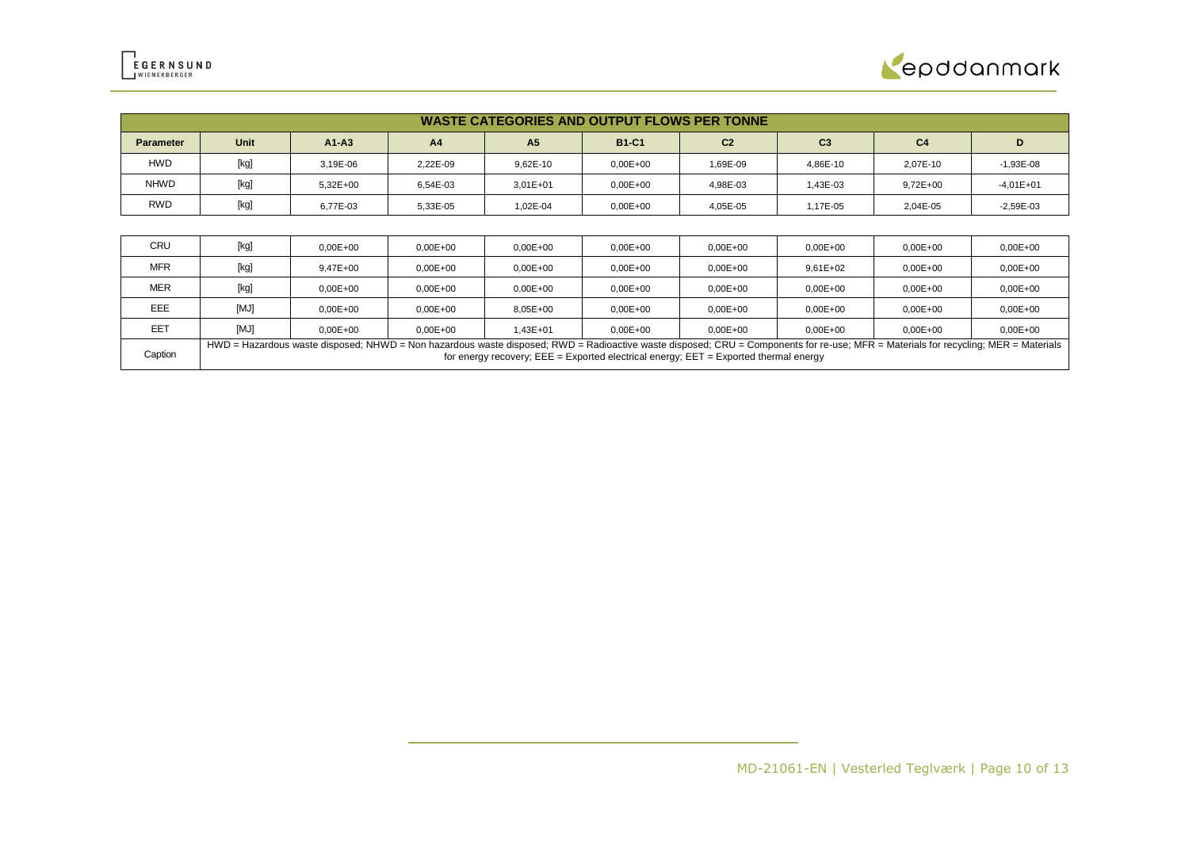| WASTE CATEGORIES AND OUTPUT FLOWS PER TONNE | | | | | | | | | |
|---|---|---|---|---|---|---|---|---|---|
| **Parameter** | **Unit** | **A1-A3** | **A4** | **A5** | **B1-C1** | **C2** | **C3** | **C4** | **D** |
| HWD | [kg] | 3,19E-06 | 2,22E-09 | 9,62E-10 | 0,00E+00 | 1,69E-09 | 4,86E-10 | 2,07E-10 | -1,93E-08 |
| NHWD | [kg] | 5,32E+00 | 6,54E-03 | 3,01E+01 | 0,00E+00 | 4,98E-03 | 1,43E-03 | 9,72E+00 | -4,01E+01 |
| RWD | [kg] | 6,77E-03 | 5,33E-05 | 1,02E-04 | 0,00E+00 | 4,05E-05 | 1,17E-05 | 2,04E-05 | -2,59E-03 |
| CRU | [kg] | 0,00E+00 | 0,00E+00 | 0,00E+00 | 0,00E+00 | 0,00E+00 | 0,00E+00 | 0,00E+00 | 0,00E+00 |
| MFR | [kg] | 9,47E+00 | 0,00E+00 | 0,00E+00 | 0,00E+00 | 0,00E+00 | 9,61E+02 | 0,00E+00 | 0,00E+00 |
| MER | [kg] | 0,00E+00 | 0,00E+00 | 0,00E+00 | 0,00E+00 | 0,00E+00 | 0,00E+00 | 0,00E+00 | 0,00E+00 |
| EEE | [MJ] | 0,00E+00 | 0,00E+00 | 8,05E+00 | 0,00E+00 | 0,00E+00 | 0,00E+00 | 0,00E+00 | 0,00E+00 |
| EET | [MJ] | 0,00E+00 | 0,00E+00 | 1,43E+01 | 0,00E+00 | 0,00E+00 | 0,00E+00 | 0,00E+00 | 0,00E+00 |
| Caption | HWD = Hazardous waste disposed; NHWD = Non hazardous waste disposed; RWD = Radioactive waste disposed; CRU = Components for re-use; MFR = Materials for recycling; MER = Materials for energy recovery; EEE = Exported electrical energy; EET = Exported thermal energy | | | | | | | | |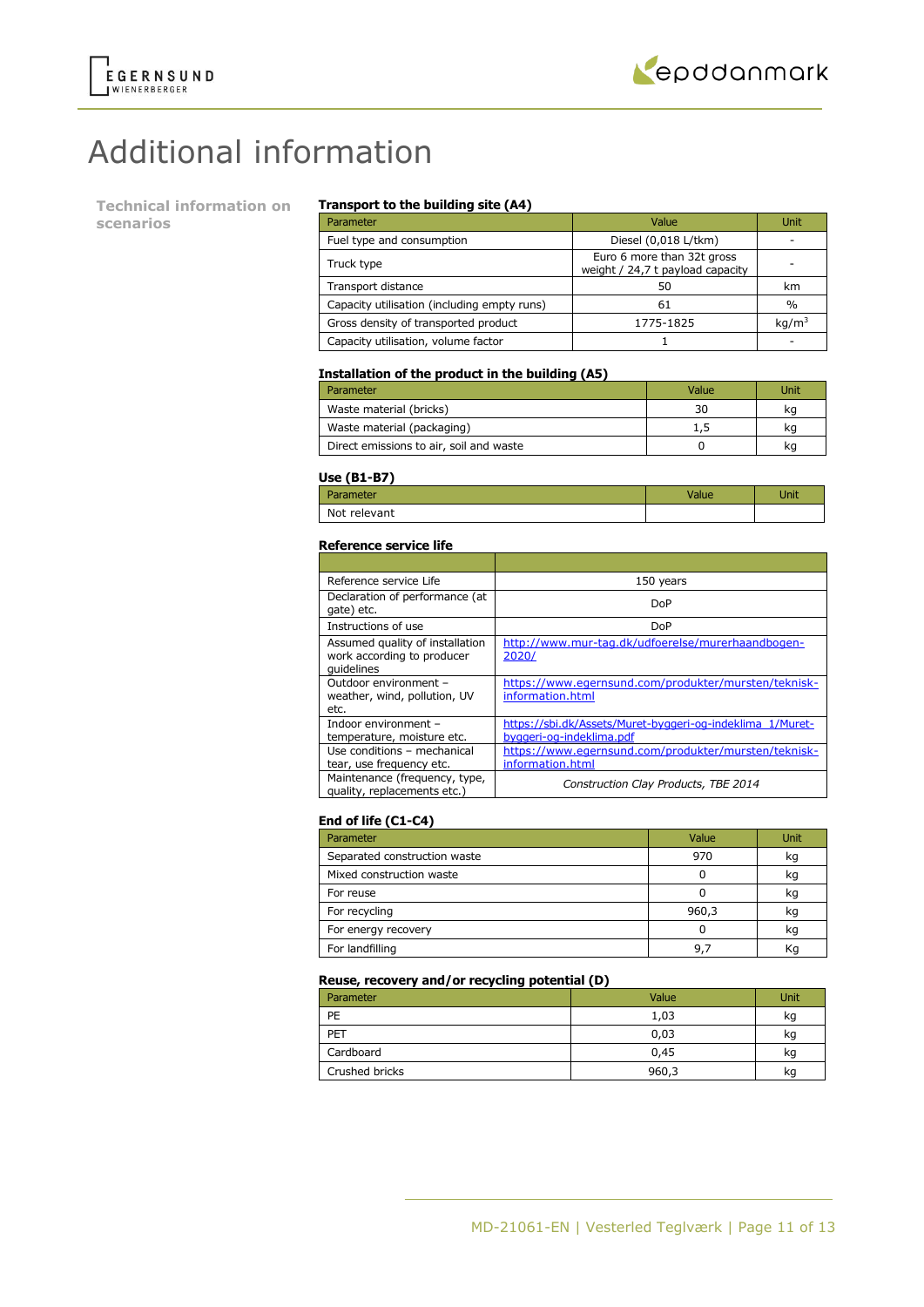# Additional information

## Technical information on scenarios

### Transport to the building site (A4)

| Parameter | Value | Unit |
|---|---|---|
| Fuel type and consumption | Diesel (0,018 L/tkm) | - |
| Truck type | Euro 6 more than 32t gross weight / 24,7 t payload capacity | - |
| Transport distance | 50 | km |
| Capacity utilisation (including empty runs) | 61 | % |
| Gross density of transported product | 1775-1825 | kg/m$^3$ |
| Capacity utilisation, volume factor | 1 | - |

### Installation of the product in the building (A5)

| Parameter | Value | Unit |
|---|---|---|
| Waste material (bricks) | 30 | kg |
| Waste material (packaging) | 1,5 | kg |
| Direct emissions to air, soil and waste | 0 | kg |

### Use (B1-B7)

| Parameter | Value | Unit |
|---|---|---|
| Not relevant | | |

### Reference service life

| | |
|---|---|
| Reference service Life | 150 years |
| Declaration of performance (at gate) etc. | DoP |
| Instructions of use | DoP |
| Assumed quality of installation work according to producer guidelines | http://www.mur-tag.dk/udfoerelse/murerhaandbogen-2020/ |
| Outdoor environment – weather, wind, pollution, UV etc. | https://www.egernsund.com/produkter/mursten/teknisk-information.html |
| Indoor environment – temperature, moisture etc. | https://sbi.dk/Assets/Muret-byggeri-og-indeklima_1/Muret-byggeri-og-indeklima.pdf |
| Use conditions – mechanical tear, use frequency etc. | https://www.egernsund.com/produkter/mursten/teknisk-information.html |
| Maintenance (frequency, type, quality, replacements etc.) | *Construction Clay Products, TBE 2014* |

### End of life (C1-C4)

| Parameter | Value | Unit |
|---|---|---|
| Separated construction waste | 970 | kg |
| Mixed construction waste | 0 | kg |
| For reuse | 0 | kg |
| For recycling | 960,3 | kg |
| For energy recovery | 0 | kg |
| For landfilling | 9,7 | Kg |

### Reuse, recovery and/or recycling potential (D)

| Parameter | Value | Unit |
|---|---|---|
| PE | 1,03 | kg |
| PET | 0,03 | kg |
| Cardboard | 0,45 | kg |
| Crushed bricks | 960,3 | kg |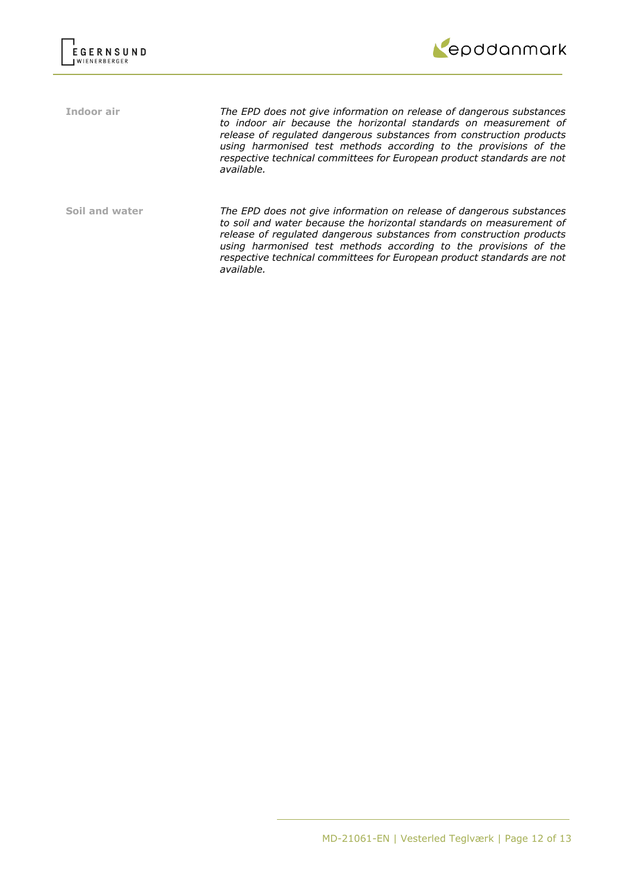**Indoor air**

*The EPD does not give information on release of dangerous substances to indoor air because the horizontal standards on measurement of release of regulated dangerous substances from construction products using harmonised test methods according to the provisions of the respective technical committees for European product standards are not available.*

**Soil and water**

*The EPD does not give information on release of dangerous substances to soil and water because the horizontal standards on measurement of release of regulated dangerous substances from construction products using harmonised test methods according to the provisions of the respective technical committees for European product standards are not available.*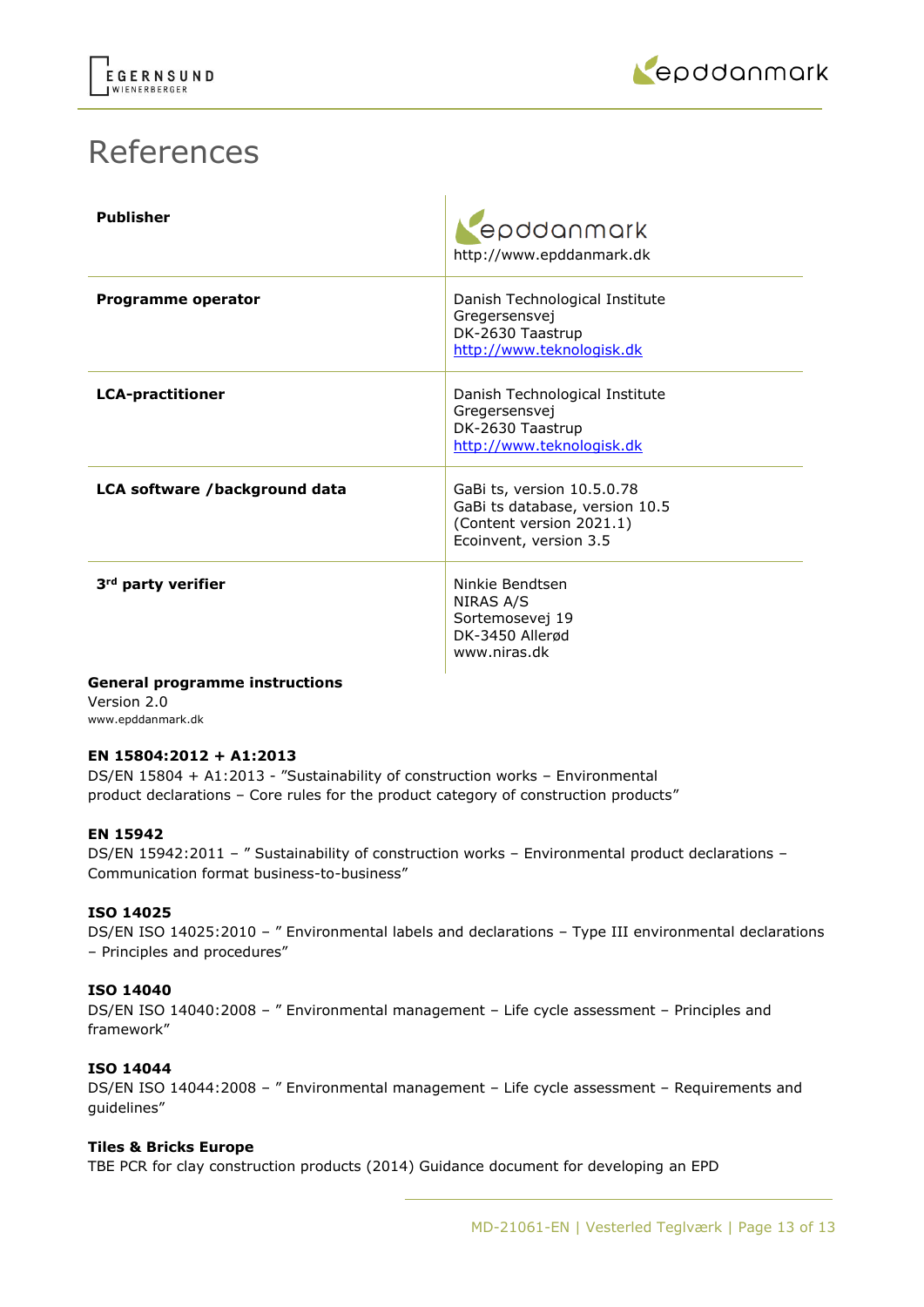# References

| | |
|---|---|
| **Publisher** | epddanmark<br>http://www.epddanmark.dk |
| **Programme operator** | Danish Technological Institute<br>Gregersensvej<br>DK-2630 Taastrup<br>http://www.teknologisk.dk |
| **LCA-practitioner** | Danish Technological Institute<br>Gregersensvej<br>DK-2630 Taastrup<br>http://www.teknologisk.dk |
| **LCA software /background data** | GaBi ts, version 10.5.0.78<br>GaBi ts database, version 10.5<br>(Content version 2021.1)<br>Ecoinvent, version 3.5 |
| **3rd party verifier** | Ninkie Bendtsen<br>NIRAS A/S<br>Sortemosevej 19<br>DK-3450 Allerød<br>www.niras.dk |

**General programme instructions**
Version 2.0
www.epddanmark.dk

**EN 15804:2012 + A1:2013**
DS/EN 15804 + A1:2013 - "Sustainability of construction works – Environmental product declarations – Core rules for the product category of construction products"

**EN 15942**
DS/EN 15942:2011 – " Sustainability of construction works – Environmental product declarations – Communication format business-to-business"

**ISO 14025**
DS/EN ISO 14025:2010 – " Environmental labels and declarations – Type III environmental declarations – Principles and procedures"

**ISO 14040**
DS/EN ISO 14040:2008 – " Environmental management – Life cycle assessment – Principles and framework"

**ISO 14044**
DS/EN ISO 14044:2008 – " Environmental management – Life cycle assessment – Requirements and guidelines"

**Tiles & Bricks Europe**
TBE PCR for clay construction products (2014) Guidance document for developing an EPD